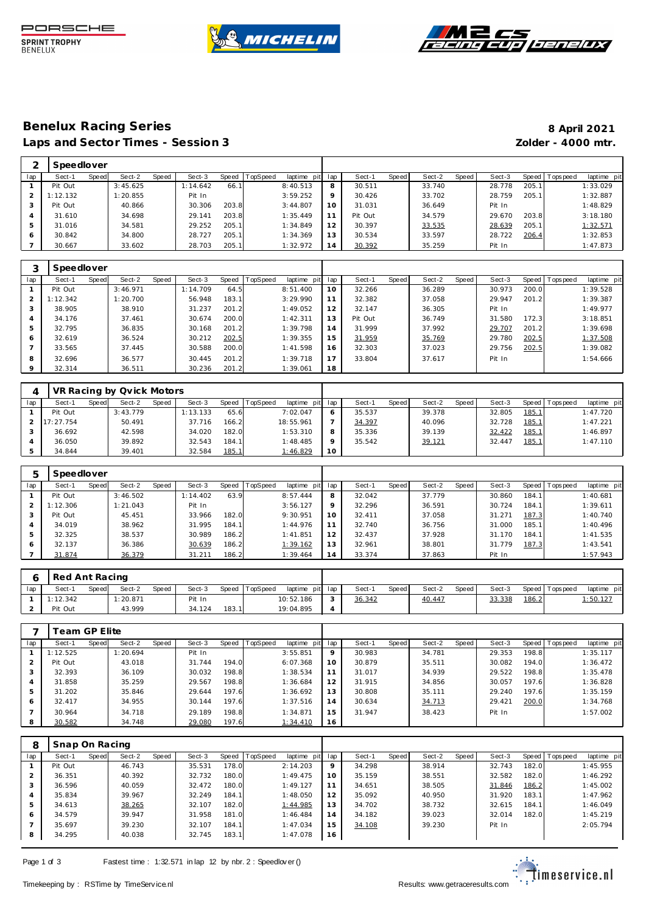## Benelux Racing Series

**8 April 2021**

### Laps and Sector Times - Session 3

**Zolder - 4000 mtr.**

**2 Speedlover**

| lap | Sect-1 | Speed | Sect-2 | Speed | Sect-3 | Speed | TopSpeed | laptime pit | lap | Sect-1 | Speed | Sect-2 | Speed | Sect-3 | Speed | Topspeed | laptime pit |
|---|---|---|---|---|---|---|---|---|---|---|---|---|---|---|---|---|---|
| 1 | Pit Out | | 3:45.625 | | 1:14.642 | 66.1 | | 8:40.513 | 8 | 30.511 | | 33.740 | | 28.778 | 205.1 | | 1:33.029 |
| 2 | 1:12.132 | | 1:20.855 | | Pit In | | | 3:59.252 | 9 | 30.426 | | 33.702 | | 28.759 | 205.1 | | 1:32.887 |
| 3 | Pit Out | | 40.866 | | 30.306 | 203.8 | | 3:44.807 | 10 | 31.031 | | 36.649 | | Pit In | | | 1:48.829 |
| 4 | 31.610 | | 34.698 | | 29.141 | 203.8 | | 1:35.449 | 11 | Pit Out | | 34.579 | | 29.670 | 203.8 | | 3:18.180 |
| 5 | 31.016 | | 34.581 | | 29.252 | 205.1 | | 1:34.849 | 12 | 30.397 | | 33.535 | | 28.639 | 205.1 | | 1:32.571 |
| 6 | 30.842 | | 34.800 | | 28.727 | 205.1 | | 1:34.369 | 13 | 30.534 | | 33.597 | | 28.722 | 206.4 | | 1:32.853 |
| 7 | 30.667 | | 33.602 | | 28.703 | 205.1 | | 1:32.972 | 14 | 30.392 | | 35.259 | | Pit In | | | 1:47.873 |

**3 Speedlover**

| lap | Sect-1 | Speed | Sect-2 | Speed | Sect-3 | Speed | TopSpeed | laptime pit | lap | Sect-1 | Speed | Sect-2 | Speed | Sect-3 | Speed | Topspeed | laptime pit |
|---|---|---|---|---|---|---|---|---|---|---|---|---|---|---|---|---|---|
| 1 | Pit Out | | 3:46.971 | | 1:14.709 | 64.5 | | 8:51.400 | 10 | 32.266 | | 36.289 | | 30.973 | 200.0 | | 1:39.528 |
| 2 | 1:12.342 | | 1:20.700 | | 56.948 | 183.1 | | 3:29.990 | 11 | 32.382 | | 37.058 | | 29.947 | 201.2 | | 1:39.387 |
| 3 | 38.905 | | 38.910 | | 31.237 | 201.2 | | 1:49.052 | 12 | 32.147 | | 36.305 | | Pit In | | | 1:49.977 |
| 4 | 34.176 | | 37.461 | | 30.674 | 200.0 | | 1:42.311 | 13 | Pit Out | | 36.749 | | 31.580 | 172.3 | | 3:18.851 |
| 5 | 32.795 | | 36.835 | | 30.168 | 201.2 | | 1:39.798 | 14 | 31.999 | | 37.992 | | 29.707 | 201.2 | | 1:39.698 |
| 6 | 32.619 | | 36.524 | | 30.212 | 202.5 | | 1:39.355 | 15 | 31.959 | | 35.769 | | 29.780 | 202.5 | | 1:37.508 |
| 7 | 33.565 | | 37.445 | | 30.588 | 200.0 | | 1:41.598 | 16 | 32.303 | | 37.023 | | 29.756 | 202.5 | | 1:39.082 |
| 8 | 32.696 | | 36.577 | | 30.445 | 201.2 | | 1:39.718 | 17 | 33.804 | | 37.617 | | Pit In | | | 1:54.666 |
| 9 | 32.314 | | 36.511 | | 30.236 | 201.2 | | 1:39.061 | 18 | | | | | | | | |

**4 VR Racing by Qvick Motors**

| lap | Sect-1 | Speed | Sect-2 | Speed | Sect-3 | Speed | TopSpeed | laptime pit | lap | Sect-1 | Speed | Sect-2 | Speed | Sect-3 | Speed | Topspeed | laptime pit |
|---|---|---|---|---|---|---|---|---|---|---|---|---|---|---|---|---|---|
| 1 | Pit Out | | 3:43.779 | | 1:13.133 | 65.6 | | 7:02.047 | 6 | 35.537 | | 39.378 | | 32.805 | 185.1 | | 1:47.720 |
| 2 | 17:27.754 | | 50.491 | | 37.716 | 166.2 | | 18:55.961 | 7 | 34.397 | | 40.096 | | 32.728 | 185.1 | | 1:47.221 |
| 3 | 36.692 | | 42.598 | | 34.020 | 182.0 | | 1:53.310 | 8 | 35.336 | | 39.139 | | 32.422 | 185.1 | | 1:46.897 |
| 4 | 36.050 | | 39.892 | | 32.543 | 184.1 | | 1:48.485 | 9 | 35.542 | | 39.121 | | 32.447 | 185.1 | | 1:47.110 |
| 5 | 34.844 | | 39.401 | | 32.584 | 185.1 | | 1:46.829 | 10 | | | | | | | | |

**5 Speedlover**

| lap | Sect-1 | Speed | Sect-2 | Speed | Sect-3 | Speed | TopSpeed | laptime pit | lap | Sect-1 | Speed | Sect-2 | Speed | Sect-3 | Speed | Topspeed | laptime pit |
|---|---|---|---|---|---|---|---|---|---|---|---|---|---|---|---|---|---|
| 1 | Pit Out | | 3:46.502 | | 1:14.402 | 63.9 | | 8:57.444 | 8 | 32.042 | | 37.779 | | 30.860 | 184.1 | | 1:40.681 |
| 2 | 1:12.306 | | 1:21.043 | | Pit In | | | 3:56.127 | 9 | 32.296 | | 36.591 | | 30.724 | 184.1 | | 1:39.611 |
| 3 | Pit Out | | 45.451 | | 33.966 | 182.0 | | 9:30.951 | 10 | 32.411 | | 37.058 | | 31.271 | 187.3 | | 1:40.740 |
| 4 | 34.019 | | 38.962 | | 31.995 | 184.1 | | 1:44.976 | 11 | 32.740 | | 36.756 | | 31.000 | 185.1 | | 1:40.496 |
| 5 | 32.325 | | 38.537 | | 30.989 | 186.2 | | 1:41.851 | 12 | 32.437 | | 37.928 | | 31.170 | 184.1 | | 1:41.535 |
| 6 | 32.137 | | 36.386 | | 30.639 | 186.2 | | 1:39.162 | 13 | 32.961 | | 38.801 | | 31.779 | 187.3 | | 1:43.541 |
| 7 | 31.874 | | 36.379 | | 31.211 | 186.2 | | 1:39.464 | 14 | 33.374 | | 37.863 | | Pit In | | | 1:57.943 |

**6 Red Ant Racing**

| lap | Sect-1 | Speed | Sect-2 | Speed | Sect-3 | Speed | TopSpeed | laptime pit | lap | Sect-1 | Speed | Sect-2 | Speed | Sect-3 | Speed | Topspeed | laptime pit |
|---|---|---|---|---|---|---|---|---|---|---|---|---|---|---|---|---|---|
| 1 | 1:12.342 | | 1:20.871 | | Pit In | | | 10:52.186 | 3 | 36.342 | | 40.447 | | 33.338 | 186.2 | | 1:50.127 |
| 2 | Pit Out | | 43.999 | | 34.124 | 183.1 | | 19:04.895 | 4 | | | | | | | | |

**7 Team GP Elite**

| lap | Sect-1 | Speed | Sect-2 | Speed | Sect-3 | Speed | TopSpeed | laptime pit | lap | Sect-1 | Speed | Sect-2 | Speed | Sect-3 | Speed | Topspeed | laptime pit |
|---|---|---|---|---|---|---|---|---|---|---|---|---|---|---|---|---|---|
| 1 | 1:12.525 | | 1:20.694 | | Pit In | | | 3:55.851 | 9 | 30.983 | | 34.781 | | 29.353 | 198.8 | | 1:35.117 |
| 2 | Pit Out | | 43.018 | | 31.744 | 194.0 | | 6:07.368 | 10 | 30.879 | | 35.511 | | 30.082 | 194.0 | | 1:36.472 |
| 3 | 32.393 | | 36.109 | | 30.032 | 198.8 | | 1:38.534 | 11 | 31.017 | | 34.939 | | 29.522 | 198.8 | | 1:35.478 |
| 4 | 31.858 | | 35.259 | | 29.567 | 198.8 | | 1:36.684 | 12 | 31.915 | | 34.856 | | 30.057 | 197.6 | | 1:36.828 |
| 5 | 31.202 | | 35.846 | | 29.644 | 197.6 | | 1:36.692 | 13 | 30.808 | | 35.111 | | 29.240 | 197.6 | | 1:35.159 |
| 6 | 32.417 | | 34.955 | | 30.144 | 197.6 | | 1:37.516 | 14 | 30.634 | | 34.713 | | 29.421 | 200.0 | | 1:34.768 |
| 7 | 30.964 | | 34.718 | | 29.189 | 198.8 | | 1:34.871 | 15 | 31.947 | | 38.423 | | Pit In | | | 1:57.002 |
| 8 | 30.582 | | 34.748 | | 29.080 | 197.6 | | 1:34.410 | 16 | | | | | | | | |

**8 Snap On Racing**

| lap | Sect-1 | Speed | Sect-2 | Speed | Sect-3 | Speed | TopSpeed | laptime pit | lap | Sect-1 | Speed | Sect-2 | Speed | Sect-3 | Speed | Topspeed | laptime pit |
|---|---|---|---|---|---|---|---|---|---|---|---|---|---|---|---|---|---|
| 1 | Pit Out | | 46.743 | | 35.531 | 178.0 | | 2:14.203 | 9 | 34.298 | | 38.914 | | 32.743 | 182.0 | | 1:45.955 |
| 2 | 36.351 | | 40.392 | | 32.732 | 180.0 | | 1:49.475 | 10 | 35.159 | | 38.551 | | 32.582 | 182.0 | | 1:46.292 |
| 3 | 36.596 | | 40.059 | | 32.472 | 180.0 | | 1:49.127 | 11 | 34.651 | | 38.505 | | 31.846 | 186.2 | | 1:45.002 |
| 4 | 35.834 | | 39.967 | | 32.249 | 184.1 | | 1:48.050 | 12 | 35.092 | | 40.950 | | 31.920 | 183.1 | | 1:47.962 |
| 5 | 34.613 | | 38.265 | | 32.107 | 182.0 | | 1:44.985 | 13 | 34.702 | | 38.732 | | 32.615 | 184.1 | | 1:46.049 |
| 6 | 34.579 | | 39.947 | | 31.958 | 181.0 | | 1:46.484 | 14 | 34.182 | | 39.023 | | 32.014 | 182.0 | | 1:45.219 |
| 7 | 35.697 | | 39.230 | | 32.107 | 184.1 | | 1:47.034 | 15 | 34.108 | | 39.230 | | Pit In | | | 2:05.794 |
| 8 | 34.295 | | 40.038 | | 32.745 | 183.1 | | 1:47.078 | 16 | | | | | | | | |

Fastest time : 1:32.571 in lap 12 by nbr. 2 : Speedlover ()

Timekeeping by : RSTime by TimeService.nl

Results: www.getraceresults.com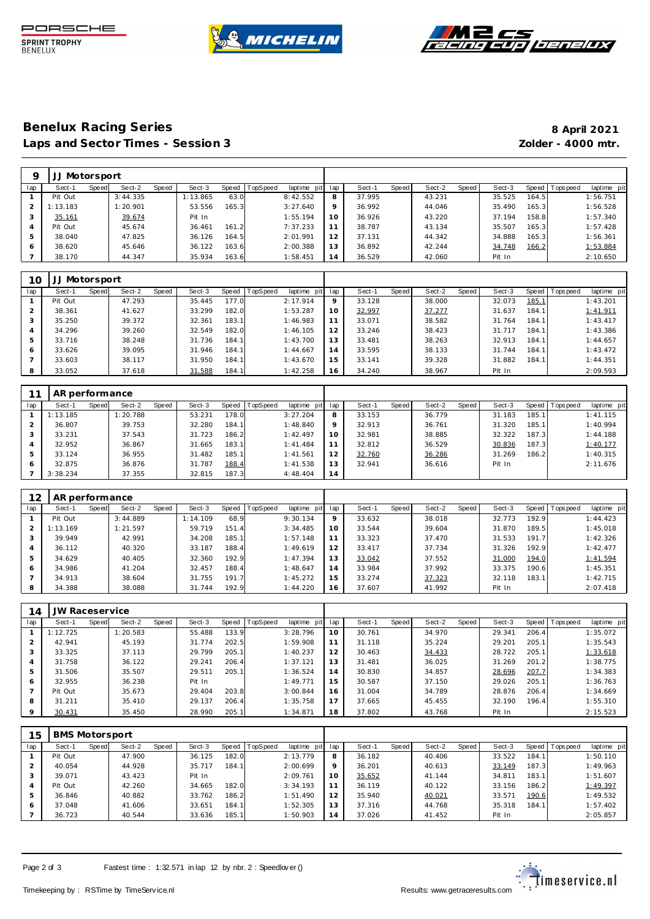## Benelux Racing Series

**8 April 2021**

### Laps and Sector Times - Session 3

**Zolder - 4000 mtr.**

| 9 | JJ Motorsport | | | | | | | | | | | | | | | | | |
|---|---|---|---|---|---|---|---|---|---|---|---|---|---|---|---|---|---|---|
| lap | Sect-1 | Speed | Sect-2 | Speed | Sect-3 | Speed | TopSpeed | laptime pit | lap | Sect-1 | Speed | Sect-2 | Speed | Sect-3 | Speed | Topspeed | laptime pit |
| 1 | Pit Out | | 3:44.335 | | 1:13.865 | 63.0 | | 8:42.552 | 8 | 37.995 | | 43.231 | | 35.525 | 164.5 | | 1:56.751 |
| 2 | 1:13.183 | | 1:20.901 | | 53.556 | 165.3 | | 3:27.640 | 9 | 36.992 | | 44.046 | | 35.490 | 165.3 | | 1:56.528 |
| 3 | 35.161 | | 39.674 | | Pit In | | | 1:55.194 | 10 | 36.926 | | 43.220 | | 37.194 | 158.8 | | 1:57.340 |
| 4 | Pit Out | | 45.674 | | 36.461 | 161.2 | | 7:37.233 | 11 | 38.787 | | 43.134 | | 35.507 | 165.3 | | 1:57.428 |
| 5 | 38.040 | | 47.825 | | 36.126 | 164.5 | | 2:01.991 | 12 | 37.131 | | 44.342 | | 34.888 | 165.3 | | 1:56.361 |
| 6 | 38.620 | | 45.646 | | 36.122 | 163.6 | | 2:00.388 | 13 | 36.892 | | 42.244 | | 34.748 | 166.2 | | 1:53.884 |
| 7 | 38.170 | | 44.347 | | 35.934 | 163.6 | | 1:58.451 | 14 | 36.529 | | 42.060 | | Pit In | | | 2:10.650 |

| 10 | JJ Motorsport | | | | | | | | | | | | | | | | | |
|---|---|---|---|---|---|---|---|---|---|---|---|---|---|---|---|---|---|---|
| lap | Sect-1 | Speed | Sect-2 | Speed | Sect-3 | Speed | TopSpeed | laptime pit | lap | Sect-1 | Speed | Sect-2 | Speed | Sect-3 | Speed | Topspeed | laptime pit |
| 1 | Pit Out | | 47.293 | | 35.445 | 177.0 | | 2:17.914 | 9 | 33.128 | | 38.000 | | 32.073 | 185.1 | | 1:43.201 |
| 2 | 38.361 | | 41.627 | | 33.299 | 182.0 | | 1:53.287 | 10 | 32.997 | | 37.277 | | 31.637 | 184.1 | | 1:41.911 |
| 3 | 35.250 | | 39.372 | | 32.361 | 183.1 | | 1:46.983 | 11 | 33.071 | | 38.582 | | 31.764 | 184.1 | | 1:43.417 |
| 4 | 34.296 | | 39.260 | | 32.549 | 182.0 | | 1:46.105 | 12 | 33.246 | | 38.423 | | 31.717 | 184.1 | | 1:43.386 |
| 5 | 33.716 | | 38.248 | | 31.736 | 184.1 | | 1:43.700 | 13 | 33.481 | | 38.263 | | 32.913 | 184.1 | | 1:44.657 |
| 6 | 33.626 | | 39.095 | | 31.946 | 184.1 | | 1:44.667 | 14 | 33.595 | | 38.133 | | 31.744 | 184.1 | | 1:43.472 |
| 7 | 33.603 | | 38.117 | | 31.950 | 184.1 | | 1:43.670 | 15 | 33.141 | | 39.328 | | 31.882 | 184.1 | | 1:44.351 |
| 8 | 33.052 | | 37.618 | | 31.588 | 184.1 | | 1:42.258 | 16 | 34.240 | | 38.967 | | Pit In | | | 2:09.593 |

| 11 | AR performance | | | | | | | | | | | | | | | | | |
|---|---|---|---|---|---|---|---|---|---|---|---|---|---|---|---|---|---|---|
| lap | Sect-1 | Speed | Sect-2 | Speed | Sect-3 | Speed | TopSpeed | laptime pit | lap | Sect-1 | Speed | Sect-2 | Speed | Sect-3 | Speed | Topspeed | laptime pit |
| 1 | 1:13.185 | | 1:20.788 | | 53.231 | 178.0 | | 3:27.204 | 8 | 33.153 | | 36.779 | | 31.183 | 185.1 | | 1:41.115 |
| 2 | 36.807 | | 39.753 | | 32.280 | 184.1 | | 1:48.840 | 9 | 32.913 | | 36.761 | | 31.320 | 185.1 | | 1:40.994 |
| 3 | 33.231 | | 37.543 | | 31.723 | 186.2 | | 1:42.497 | 10 | 32.981 | | 38.885 | | 32.322 | 187.3 | | 1:44.188 |
| 4 | 32.952 | | 36.867 | | 31.665 | 183.1 | | 1:41.484 | 11 | 32.812 | | 36.529 | | 30.836 | 187.3 | | 1:40.177 |
| 5 | 33.124 | | 36.955 | | 31.482 | 185.1 | | 1:41.561 | 12 | 32.760 | | 36.286 | | 31.269 | 186.2 | | 1:40.315 |
| 6 | 32.875 | | 36.876 | | 31.787 | 188.4 | | 1:41.538 | 13 | 32.941 | | 36.616 | | Pit In | | | 2:11.676 |
| 7 | 3:38.234 | | 37.355 | | 32.815 | 187.3 | | 4:48.404 | 14 | | | | | | | | |

| 12 | AR performance | | | | | | | | | | | | | | | | | |
|---|---|---|---|---|---|---|---|---|---|---|---|---|---|---|---|---|---|---|
| lap | Sect-1 | Speed | Sect-2 | Speed | Sect-3 | Speed | TopSpeed | laptime pit | lap | Sect-1 | Speed | Sect-2 | Speed | Sect-3 | Speed | Topspeed | laptime pit |
| 1 | Pit Out | | 3:44.889 | | 1:14.109 | 68.9 | | 9:30.134 | 9 | 33.632 | | 38.018 | | 32.773 | 192.9 | | 1:44.423 |
| 2 | 1:13.169 | | 1:21.597 | | 59.719 | 151.4 | | 3:34.485 | 10 | 33.544 | | 39.604 | | 31.870 | 189.5 | | 1:45.018 |
| 3 | 39.949 | | 42.991 | | 34.208 | 185.1 | | 1:57.148 | 11 | 33.323 | | 37.470 | | 31.533 | 191.7 | | 1:42.326 |
| 4 | 36.112 | | 40.320 | | 33.187 | 188.4 | | 1:49.619 | 12 | 33.417 | | 37.734 | | 31.326 | 192.9 | | 1:42.477 |
| 5 | 34.629 | | 40.405 | | 32.360 | 192.9 | | 1:47.394 | 13 | 33.042 | | 37.552 | | 31.000 | 194.0 | | 1:41.594 |
| 6 | 34.986 | | 41.204 | | 32.457 | 188.4 | | 1:48.647 | 14 | 33.984 | | 37.992 | | 33.375 | 190.6 | | 1:45.351 |
| 7 | 34.913 | | 38.604 | | 31.755 | 191.7 | | 1:45.272 | 15 | 33.274 | | 37.323 | | 32.118 | 183.1 | | 1:42.715 |
| 8 | 34.388 | | 38.088 | | 31.744 | 192.9 | | 1:44.220 | 16 | 37.607 | | 41.992 | | Pit In | | | 2:07.418 |

| 14 | JW Raceservice | | | | | | | | | | | | | | | | | |
|---|---|---|---|---|---|---|---|---|---|---|---|---|---|---|---|---|---|---|
| lap | Sect-1 | Speed | Sect-2 | Speed | Sect-3 | Speed | TopSpeed | laptime pit | lap | Sect-1 | Speed | Sect-2 | Speed | Sect-3 | Speed | Topspeed | laptime pit |
| 1 | 1:12.725 | | 1:20.583 | | 55.488 | 133.9 | | 3:28.796 | 10 | 30.761 | | 34.970 | | 29.341 | 206.4 | | 1:35.072 |
| 2 | 42.941 | | 45.193 | | 31.774 | 202.5 | | 1:59.908 | 11 | 31.118 | | 35.224 | | 29.201 | 205.1 | | 1:35.543 |
| 3 | 33.325 | | 37.113 | | 29.799 | 205.1 | | 1:40.237 | 12 | 30.463 | | 34.433 | | 28.722 | 205.1 | | 1:33.618 |
| 4 | 31.758 | | 36.122 | | 29.241 | 206.4 | | 1:37.121 | 13 | 31.481 | | 36.025 | | 31.269 | 201.2 | | 1:38.775 |
| 5 | 31.506 | | 35.507 | | 29.511 | 205.1 | | 1:36.524 | 14 | 30.830 | | 34.857 | | 28.696 | 207.7 | | 1:34.383 |
| 6 | 32.955 | | 36.238 | | Pit In | | | 1:49.771 | 15 | 30.587 | | 37.150 | | 29.026 | 205.1 | | 1:36.763 |
| 7 | Pit Out | | 35.673 | | 29.404 | 203.8 | | 3:00.844 | 16 | 31.004 | | 34.789 | | 28.876 | 206.4 | | 1:34.669 |
| 8 | 31.211 | | 35.410 | | 29.137 | 206.4 | | 1:35.758 | 17 | 37.665 | | 45.455 | | 32.190 | 196.4 | | 1:55.310 |
| 9 | 30.431 | | 35.450 | | 28.990 | 205.1 | | 1:34.871 | 18 | 37.802 | | 43.768 | | Pit In | | | 2:15.523 |

| 15 | BMS Motorsport | | | | | | | | | | | | | | | | | |
|---|---|---|---|---|---|---|---|---|---|---|---|---|---|---|---|---|---|---|
| lap | Sect-1 | Speed | Sect-2 | Speed | Sect-3 | Speed | TopSpeed | laptime pit | lap | Sect-1 | Speed | Sect-2 | Speed | Sect-3 | Speed | Topspeed | laptime pit |
| 1 | Pit Out | | 47.900 | | 36.125 | 182.0 | | 2:13.779 | 8 | 36.182 | | 40.406 | | 33.522 | 184.1 | | 1:50.110 |
| 2 | 40.054 | | 44.928 | | 35.717 | 184.1 | | 2:00.699 | 9 | 36.201 | | 40.613 | | 33.149 | 187.3 | | 1:49.963 |
| 3 | 39.071 | | 43.423 | | Pit In | | | 2:09.761 | 10 | 35.652 | | 41.144 | | 34.811 | 183.1 | | 1:51.607 |
| 4 | Pit Out | | 42.260 | | 34.665 | 182.0 | | 3:34.193 | 11 | 36.119 | | 40.122 | | 33.156 | 186.2 | | 1:49.397 |
| 5 | 36.846 | | 40.882 | | 33.762 | 186.2 | | 1:51.490 | 12 | 35.940 | | 40.021 | | 33.571 | 190.6 | | 1:49.532 |
| 6 | 37.048 | | 41.606 | | 33.651 | 184.1 | | 1:52.305 | 13 | 37.316 | | 44.768 | | 35.318 | 184.1 | | 1:57.402 |
| 7 | 36.723 | | 40.544 | | 33.636 | 185.1 | | 1:50.903 | 14 | 37.026 | | 41.452 | | Pit In | | | 2:05.857 |

Fastest time : 1:32.571 in lap 12 by nbr. 2 : Speedlover ()

Timekeeping by : RSTime by TimeService.nl

Results: www.getraceresults.com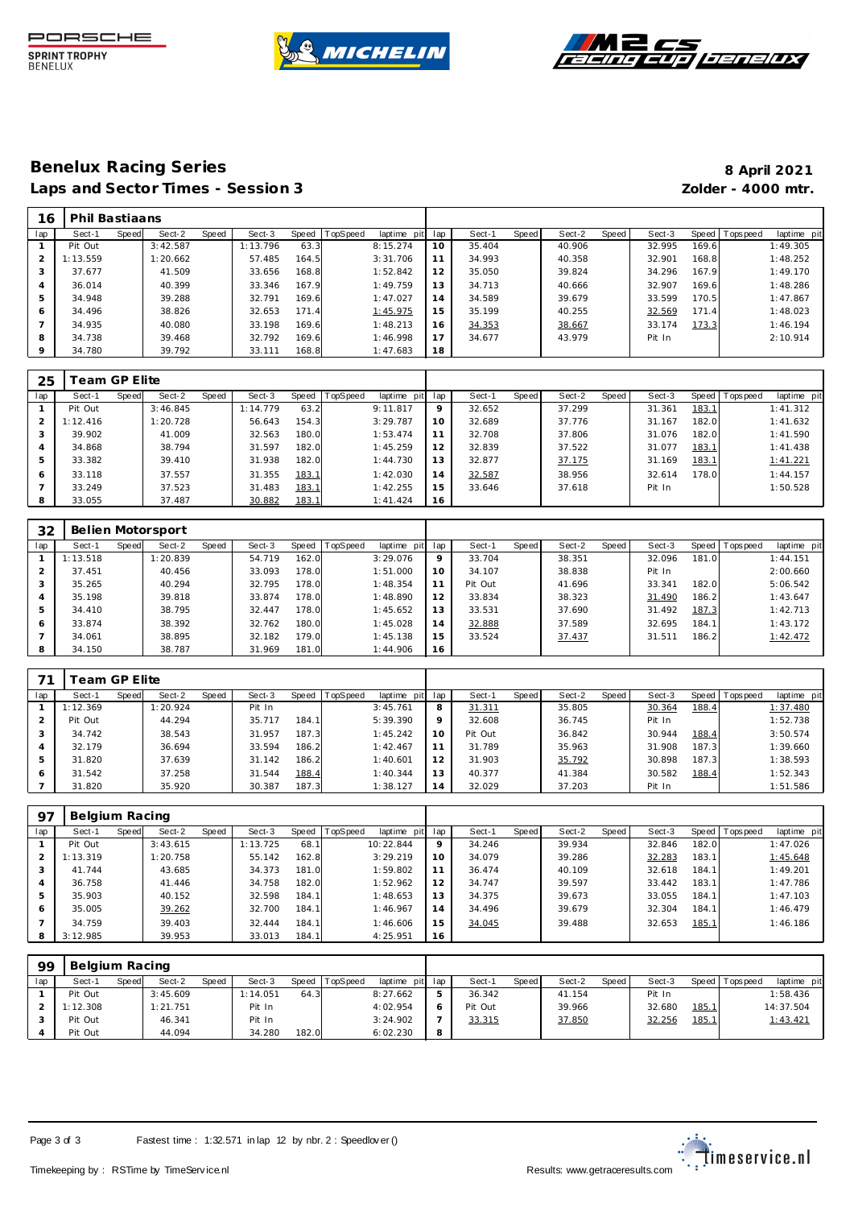## Benelux Racing Series

**8 April 2021**

### Laps and Sector Times - Session 3

**Zolder - 4000 mtr.**

| 16 | Phil Bastiaans | | | | | | | | | | | | | | | | |
|---|---|---|---|---|---|---|---|---|---|---|---|---|---|---|---|---|---|
| lap | Sect-1 | Speed | Sect-2 | Speed | Sect-3 | Speed | TopSpeed | laptime pit | lap | Sect-1 | Speed | Sect-2 | Speed | Sect-3 | Speed | Topspeed | laptime pit |
| 1 | Pit Out | | 3:42.587 | | 1:13.796 | 63.3 | | 8:15.274 | 10 | 35.404 | | 40.906 | | 32.995 | 169.6 | | 1:49.305 |
| 2 | 1:13.559 | | 1:20.662 | | 57.485 | 164.5 | | 3:31.706 | 11 | 34.993 | | 40.358 | | 32.901 | 168.8 | | 1:48.252 |
| 3 | 37.677 | | 41.509 | | 33.656 | 168.8 | | 1:52.842 | 12 | 35.050 | | 39.824 | | 34.296 | 167.9 | | 1:49.170 |
| 4 | 36.014 | | 40.399 | | 33.346 | 167.9 | | 1:49.759 | 13 | 34.713 | | 40.666 | | 32.907 | 169.6 | | 1:48.286 |
| 5 | 34.948 | | 39.288 | | 32.791 | 169.6 | | 1:47.027 | 14 | 34.589 | | 39.679 | | 33.599 | 170.5 | | 1:47.867 |
| 6 | 34.496 | | 38.826 | | 32.653 | 171.4 | | 1:45.975 | 15 | 35.199 | | 40.255 | | 32.569 | 171.4 | | 1:48.023 |
| 7 | 34.935 | | 40.080 | | 33.198 | 169.6 | | 1:48.213 | 16 | 34.353 | | 38.667 | | 33.174 | 173.3 | | 1:46.194 |
| 8 | 34.738 | | 39.468 | | 32.792 | 169.6 | | 1:46.998 | 17 | 34.677 | | 43.979 | | Pit In | | | 2:10.914 |
| 9 | 34.780 | | 39.792 | | 33.111 | 168.8 | | 1:47.683 | 18 | | | | | | | | |

| 25 | Team GP Elite | | | | | | | | | | | | | | | | |
|---|---|---|---|---|---|---|---|---|---|---|---|---|---|---|---|---|---|
| lap | Sect-1 | Speed | Sect-2 | Speed | Sect-3 | Speed | TopSpeed | laptime pit | lap | Sect-1 | Speed | Sect-2 | Speed | Sect-3 | Speed | Topspeed | laptime pit |
| 1 | Pit Out | | 3:46.845 | | 1:14.779 | 63.2 | | 9:11.817 | 9 | 32.652 | | 37.299 | | 31.361 | 183.1 | | 1:41.312 |
| 2 | 1:12.416 | | 1:20.728 | | 56.643 | 154.3 | | 3:29.787 | 10 | 32.689 | | 37.776 | | 31.167 | 182.0 | | 1:41.632 |
| 3 | 39.902 | | 41.009 | | 32.563 | 180.0 | | 1:53.474 | 11 | 32.708 | | 37.806 | | 31.076 | 182.0 | | 1:41.590 |
| 4 | 34.868 | | 38.794 | | 31.597 | 182.0 | | 1:45.259 | 12 | 32.839 | | 37.522 | | 31.077 | 183.1 | | 1:41.438 |
| 5 | 33.382 | | 39.410 | | 31.938 | 182.0 | | 1:44.730 | 13 | 32.877 | | 37.175 | | 31.169 | 183.1 | | 1:41.221 |
| 6 | 33.118 | | 37.557 | | 31.355 | 183.1 | | 1:42.030 | 14 | 32.587 | | 38.956 | | 32.614 | 178.0 | | 1:44.157 |
| 7 | 33.249 | | 37.523 | | 31.483 | 183.1 | | 1:42.255 | 15 | 33.646 | | 37.618 | | Pit In | | | 1:50.528 |
| 8 | 33.055 | | 37.487 | | 30.882 | 183.1 | | 1:41.424 | 16 | | | | | | | | |

| 32 | Belien Motorsport | | | | | | | | | | | | | | | | |
|---|---|---|---|---|---|---|---|---|---|---|---|---|---|---|---|---|---|
| lap | Sect-1 | Speed | Sect-2 | Speed | Sect-3 | Speed | TopSpeed | laptime pit | lap | Sect-1 | Speed | Sect-2 | Speed | Sect-3 | Speed | Topspeed | laptime pit |
| 1 | 1:13.518 | | 1:20.839 | | 54.719 | 162.0 | | 3:29.076 | 9 | 33.704 | | 38.351 | | 32.096 | 181.0 | | 1:44.151 |
| 2 | 37.451 | | 40.456 | | 33.093 | 178.0 | | 1:51.000 | 10 | 34.107 | | 38.838 | | Pit In | | | 2:00.660 |
| 3 | 35.265 | | 40.294 | | 32.795 | 178.0 | | 1:48.354 | 11 | Pit Out | | 41.696 | | 33.341 | 182.0 | | 5:06.542 |
| 4 | 35.198 | | 39.818 | | 33.874 | 178.0 | | 1:48.890 | 12 | 33.834 | | 38.323 | | 31.490 | 186.2 | | 1:43.647 |
| 5 | 34.410 | | 38.795 | | 32.447 | 178.0 | | 1:45.652 | 13 | 33.531 | | 37.690 | | 31.492 | 187.3 | | 1:42.713 |
| 6 | 33.874 | | 38.392 | | 32.762 | 180.0 | | 1:45.028 | 14 | 32.888 | | 37.589 | | 32.695 | 184.1 | | 1:43.172 |
| 7 | 34.061 | | 38.895 | | 32.182 | 179.0 | | 1:45.138 | 15 | 33.524 | | 37.437 | | 31.511 | 186.2 | | 1:42.472 |
| 8 | 34.150 | | 38.787 | | 31.969 | 181.0 | | 1:44.906 | 16 | | | | | | | | |

| 71 | Team GP Elite | | | | | | | | | | | | | | | | |
|---|---|---|---|---|---|---|---|---|---|---|---|---|---|---|---|---|---|
| lap | Sect-1 | Speed | Sect-2 | Speed | Sect-3 | Speed | TopSpeed | laptime pit | lap | Sect-1 | Speed | Sect-2 | Speed | Sect-3 | Speed | Topspeed | laptime pit |
| 1 | 1:12.369 | | 1:20.924 | | Pit In | | | 3:45.761 | 8 | 31.311 | | 35.805 | | 30.364 | 188.4 | | 1:37.480 |
| 2 | Pit Out | | 44.294 | | 35.717 | 184.1 | | 5:39.390 | 9 | 32.608 | | 36.745 | | Pit In | | | 1:52.738 |
| 3 | 34.742 | | 38.543 | | 31.957 | 187.3 | | 1:45.242 | 10 | Pit Out | | 36.842 | | 30.944 | 188.4 | | 3:50.574 |
| 4 | 32.179 | | 36.694 | | 33.594 | 186.2 | | 1:42.467 | 11 | 31.789 | | 35.963 | | 31.908 | 187.3 | | 1:39.660 |
| 5 | 31.820 | | 37.639 | | 31.142 | 186.2 | | 1:40.601 | 12 | 31.903 | | 35.792 | | 30.898 | 187.3 | | 1:38.593 |
| 6 | 31.542 | | 37.258 | | 31.544 | 188.4 | | 1:40.344 | 13 | 40.377 | | 41.384 | | 30.582 | 188.4 | | 1:52.343 |
| 7 | 31.820 | | 35.920 | | 30.387 | 187.3 | | 1:38.127 | 14 | 32.029 | | 37.203 | | Pit In | | | 1:51.586 |

| 97 | Belgium Racing | | | | | | | | | | | | | | | | |
|---|---|---|---|---|---|---|---|---|---|---|---|---|---|---|---|---|---|
| lap | Sect-1 | Speed | Sect-2 | Speed | Sect-3 | Speed | TopSpeed | laptime pit | lap | Sect-1 | Speed | Sect-2 | Speed | Sect-3 | Speed | Topspeed | laptime pit |
| 1 | Pit Out | | 3:43.615 | | 1:13.725 | 68.1 | | 10:22.844 | 9 | 34.246 | | 39.934 | | 32.846 | 182.0 | | 1:47.026 |
| 2 | 1:13.319 | | 1:20.758 | | 55.142 | 162.8 | | 3:29.219 | 10 | 34.079 | | 39.286 | | 32.283 | 183.1 | | 1:45.648 |
| 3 | 41.744 | | 43.685 | | 34.373 | 181.0 | | 1:59.802 | 11 | 36.474 | | 40.109 | | 32.618 | 184.1 | | 1:49.201 |
| 4 | 36.758 | | 41.446 | | 34.758 | 182.0 | | 1:52.962 | 12 | 34.747 | | 39.597 | | 33.442 | 183.1 | | 1:47.786 |
| 5 | 35.903 | | 40.152 | | 32.598 | 184.1 | | 1:48.653 | 13 | 34.375 | | 39.673 | | 33.055 | 184.1 | | 1:47.103 |
| 6 | 35.005 | | 39.262 | | 32.700 | 184.1 | | 1:46.967 | 14 | 34.496 | | 39.679 | | 32.304 | 184.1 | | 1:46.479 |
| 7 | 34.759 | | 39.403 | | 32.444 | 184.1 | | 1:46.606 | 15 | 34.045 | | 39.488 | | 32.653 | 185.1 | | 1:46.186 |
| 8 | 3:12.985 | | 39.953 | | 33.013 | 184.1 | | 4:25.951 | 16 | | | | | | | | |

| 99 | Belgium Racing | | | | | | | | | | | | | | | | |
|---|---|---|---|---|---|---|---|---|---|---|---|---|---|---|---|---|---|
| lap | Sect-1 | Speed | Sect-2 | Speed | Sect-3 | Speed | TopSpeed | laptime pit | lap | Sect-1 | Speed | Sect-2 | Speed | Sect-3 | Speed | Topspeed | laptime pit |
| 1 | Pit Out | | 3:45.609 | | 1:14.051 | 64.3 | | 8:27.662 | 5 | 36.342 | | 41.154 | | Pit In | | | 1:58.436 |
| 2 | 1:12.308 | | 1:21.751 | | Pit In | | | 4:02.954 | 6 | Pit Out | | 39.966 | | 32.680 | 185.1 | | 14:37.504 |
| 3 | Pit Out | | 46.341 | | Pit In | | | 3:24.902 | 7 | 33.315 | | 37.850 | | 32.256 | 185.1 | | 1:43.421 |
| 4 | Pit Out | | 44.094 | | 34.280 | 182.0 | | 6:02.230 | 8 | | | | | | | | |

Fastest time : 1:32.571 in lap 12 by nbr. 2 : Speedlover ()

Timekeeping by : RSTime by TimeService.nl

Results: www.getraceresults.com